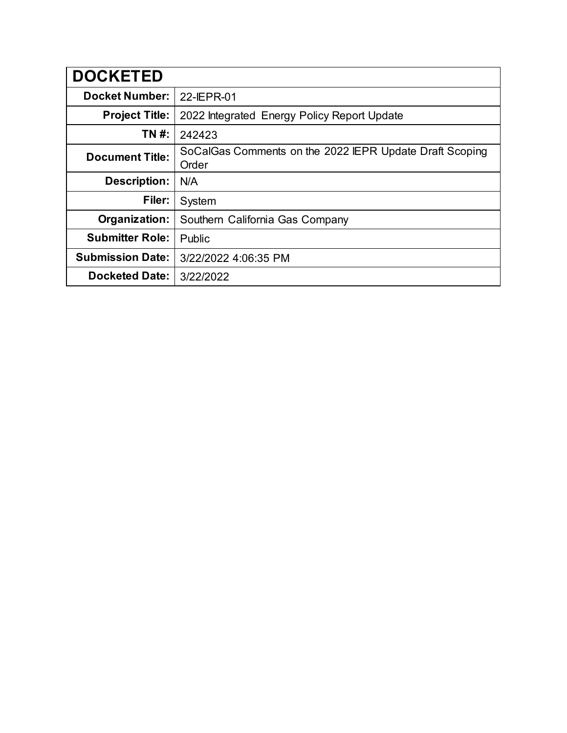| DOCKETED | |
|---|---|
| **Docket Number:** | 22-IEPR-01 |
| **Project Title:** | 2022 Integrated Energy Policy Report Update |
| **TN #:** | 242423 |
| **Document Title:** | SoCalGas Comments on the 2022 IEPR Update Draft Scoping Order |
| **Description:** | N/A |
| **Filer:** | System |
| **Organization:** | Southern California Gas Company |
| **Submitter Role:** | Public |
| **Submission Date:** | 3/22/2022 4:06:35 PM |
| **Docketed Date:** | 3/22/2022 |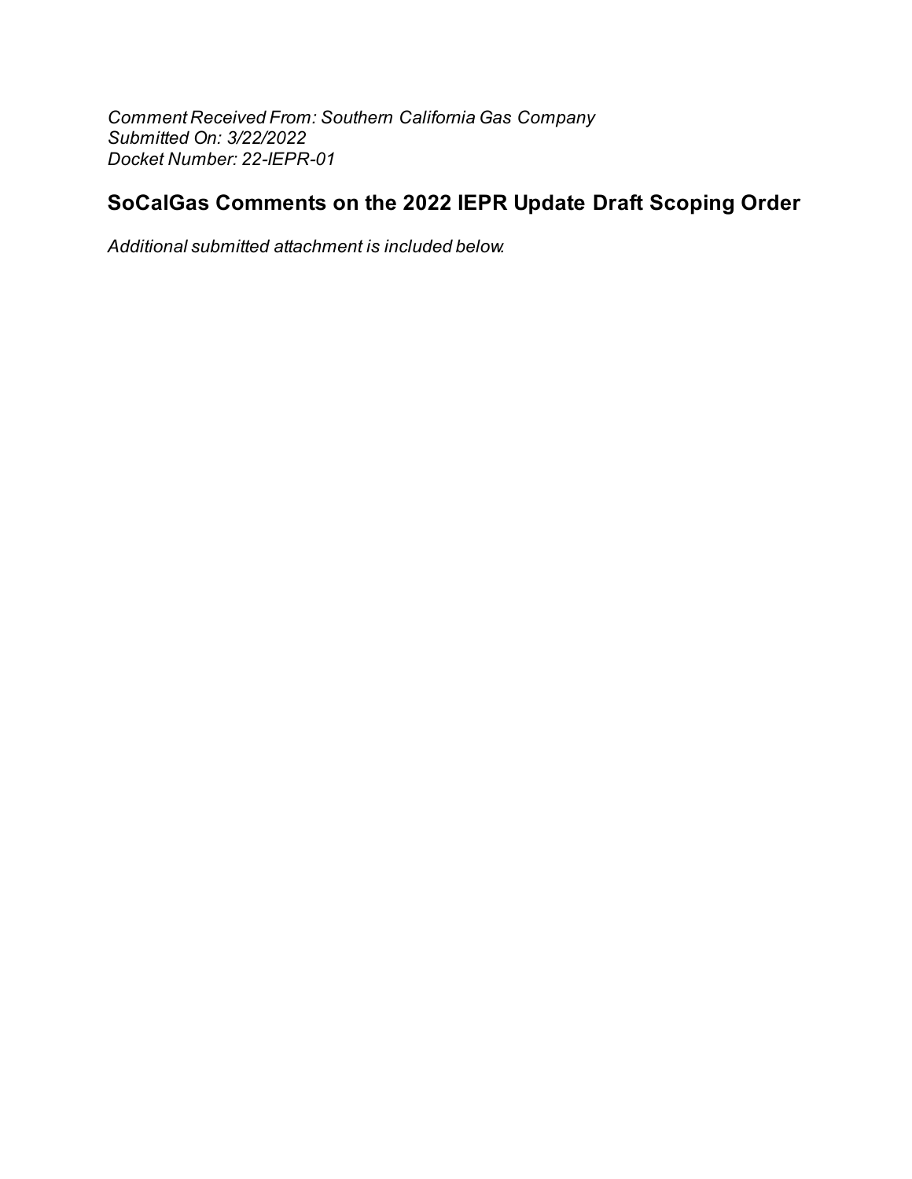*Comment Received From: Southern California Gas Company*
*Submitted On: 3/22/2022*
*Docket Number: 22-IEPR-01*

## SoCalGas Comments on the 2022 IEPR Update Draft Scoping Order

*Additional submitted attachment is included below.*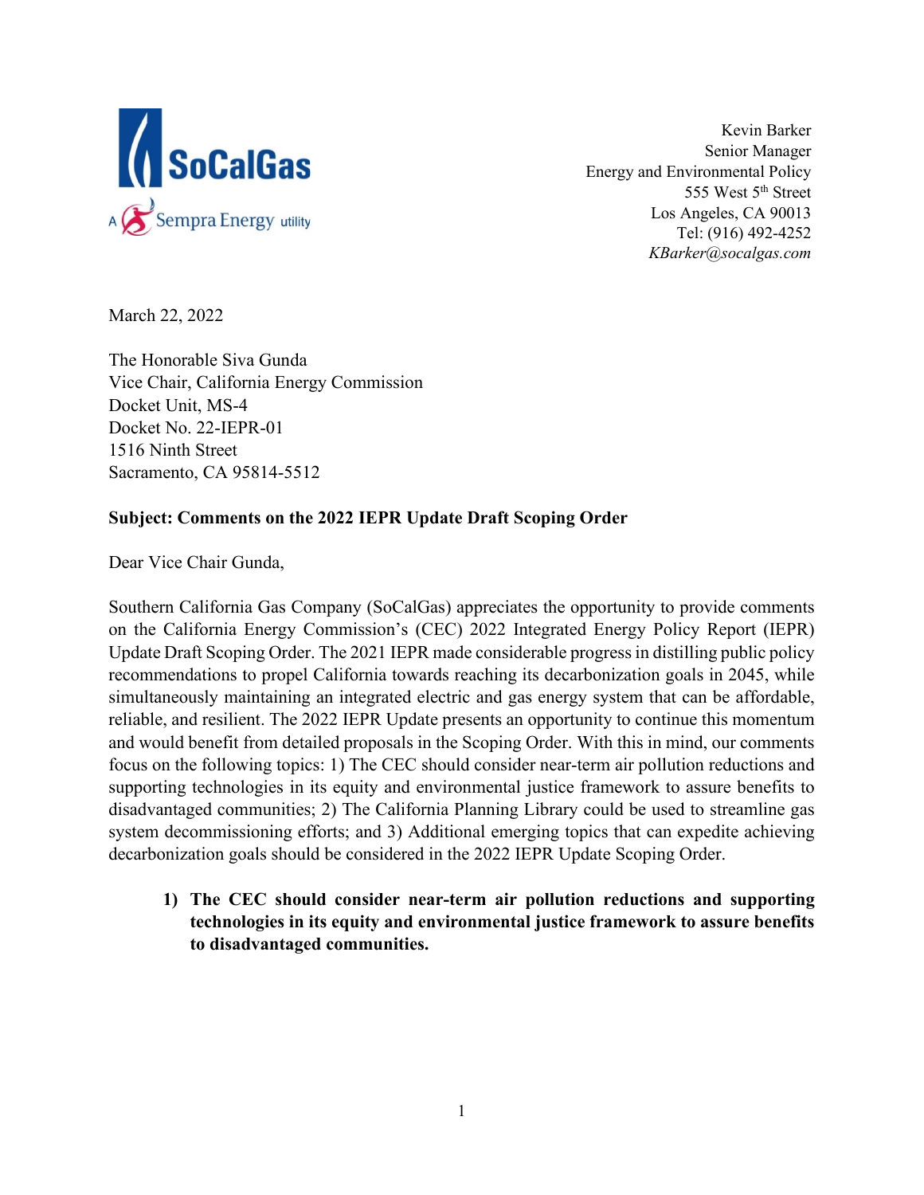Kevin Barker
Senior Manager
Energy and Environmental Policy
555 West 5th Street
Los Angeles, CA 90013
Tel: (916) 492-4252
*KBarker@socalgas.com*

March 22, 2022

The Honorable Siva Gunda
Vice Chair, California Energy Commission
Docket Unit, MS-4
Docket No. 22-IEPR-01
1516 Ninth Street
Sacramento, CA 95814-5512

**Subject: Comments on the 2022 IEPR Update Draft Scoping Order**

Dear Vice Chair Gunda,

Southern California Gas Company (SoCalGas) appreciates the opportunity to provide comments on the California Energy Commission's (CEC) 2022 Integrated Energy Policy Report (IEPR) Update Draft Scoping Order. The 2021 IEPR made considerable progress in distilling public policy recommendations to propel California towards reaching its decarbonization goals in 2045, while simultaneously maintaining an integrated electric and gas energy system that can be affordable, reliable, and resilient. The 2022 IEPR Update presents an opportunity to continue this momentum and would benefit from detailed proposals in the Scoping Order. With this in mind, our comments focus on the following topics: 1) The CEC should consider near-term air pollution reductions and supporting technologies in its equity and environmental justice framework to assure benefits to disadvantaged communities; 2) The California Planning Library could be used to streamline gas system decommissioning efforts; and 3) Additional emerging topics that can expedite achieving decarbonization goals should be considered in the 2022 IEPR Update Scoping Order.

1) **The CEC should consider near-term air pollution reductions and supporting technologies in its equity and environmental justice framework to assure benefits to disadvantaged communities.**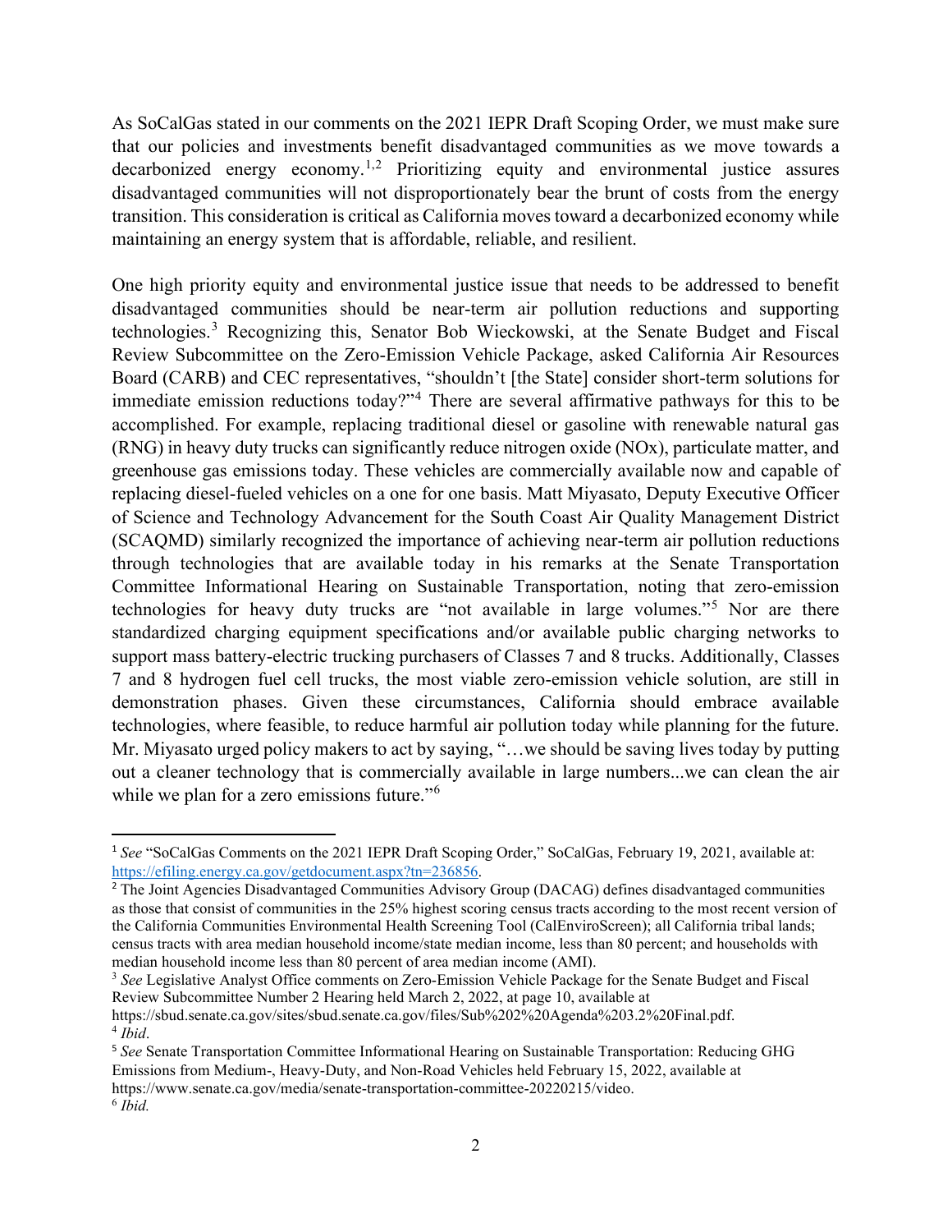As SoCalGas stated in our comments on the 2021 IEPR Draft Scoping Order, we must make sure that our policies and investments benefit disadvantaged communities as we move towards a decarbonized energy economy.[1,2] Prioritizing equity and environmental justice assures disadvantaged communities will not disproportionately bear the brunt of costs from the energy transition. This consideration is critical as California moves toward a decarbonized economy while maintaining an energy system that is affordable, reliable, and resilient.

One high priority equity and environmental justice issue that needs to be addressed to benefit disadvantaged communities should be near-term air pollution reductions and supporting technologies.[3] Recognizing this, Senator Bob Wieckowski, at the Senate Budget and Fiscal Review Subcommittee on the Zero-Emission Vehicle Package, asked California Air Resources Board (CARB) and CEC representatives, "shouldn't [the State] consider short-term solutions for immediate emission reductions today?"[4] There are several affirmative pathways for this to be accomplished. For example, replacing traditional diesel or gasoline with renewable natural gas (RNG) in heavy duty trucks can significantly reduce nitrogen oxide (NOx), particulate matter, and greenhouse gas emissions today. These vehicles are commercially available now and capable of replacing diesel-fueled vehicles on a one for one basis. Matt Miyasato, Deputy Executive Officer of Science and Technology Advancement for the South Coast Air Quality Management District (SCAQMD) similarly recognized the importance of achieving near-term air pollution reductions through technologies that are available today in his remarks at the Senate Transportation Committee Informational Hearing on Sustainable Transportation, noting that zero-emission technologies for heavy duty trucks are "not available in large volumes."[5] Nor are there standardized charging equipment specifications and/or available public charging networks to support mass battery-electric trucking purchasers of Classes 7 and 8 trucks. Additionally, Classes 7 and 8 hydrogen fuel cell trucks, the most viable zero-emission vehicle solution, are still in demonstration phases. Given these circumstances, California should embrace available technologies, where feasible, to reduce harmful air pollution today while planning for the future. Mr. Miyasato urged policy makers to act by saying, "…we should be saving lives today by putting out a cleaner technology that is commercially available in large numbers...we can clean the air while we plan for a zero emissions future."[6]

---

[1] *See* "SoCalGas Comments on the 2021 IEPR Draft Scoping Order," SoCalGas, February 19, 2021, available at: https://efiling.energy.ca.gov/getdocument.aspx?tn=236856.

[2] The Joint Agencies Disadvantaged Communities Advisory Group (DACAG) defines disadvantaged communities as those that consist of communities in the 25% highest scoring census tracts according to the most recent version of the California Communities Environmental Health Screening Tool (CalEnviroScreen); all California tribal lands; census tracts with area median household income/state median income, less than 80 percent; and households with median household income less than 80 percent of area median income (AMI).

[3] *See* Legislative Analyst Office comments on Zero-Emission Vehicle Package for the Senate Budget and Fiscal Review Subcommittee Number 2 Hearing held March 2, 2022, at page 10, available at https://sbud.senate.ca.gov/sites/sbud.senate.ca.gov/files/Sub%202%20Agenda%203.2%20Final.pdf.

[4] *Ibid*.

[5] *See* Senate Transportation Committee Informational Hearing on Sustainable Transportation: Reducing GHG Emissions from Medium-, Heavy-Duty, and Non-Road Vehicles held February 15, 2022, available at https://www.senate.ca.gov/media/senate-transportation-committee-20220215/video.

[6] *Ibid.*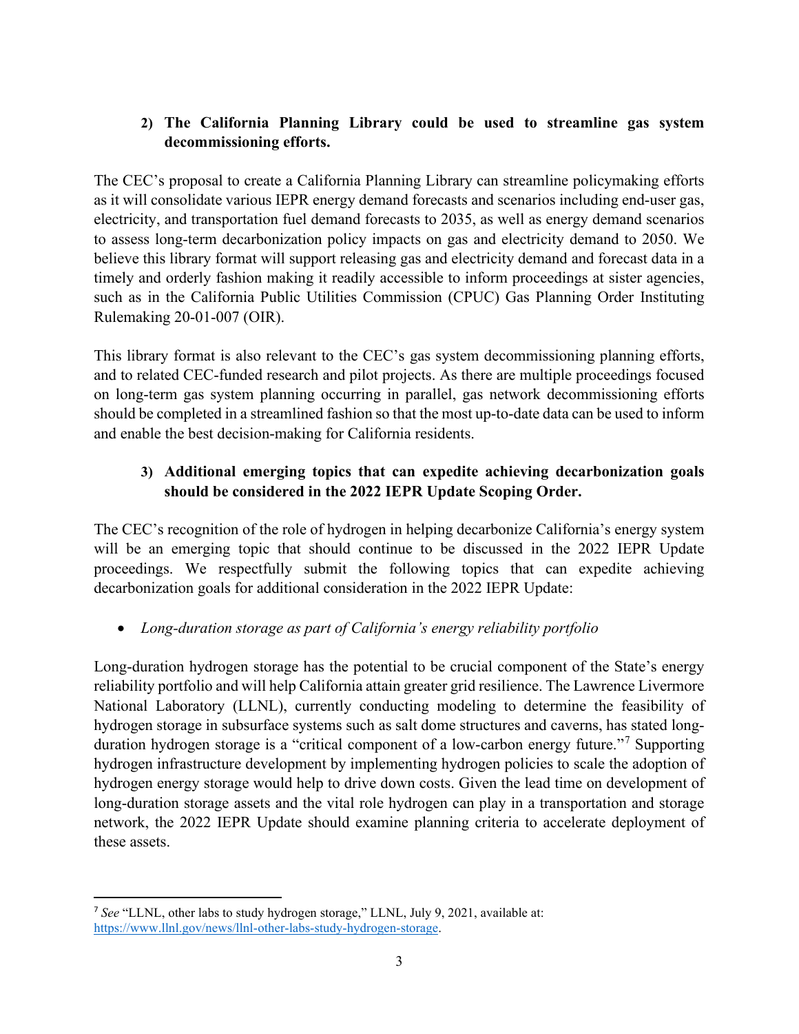**2) The California Planning Library could be used to streamline gas system decommissioning efforts.**

The CEC's proposal to create a California Planning Library can streamline policymaking efforts as it will consolidate various IEPR energy demand forecasts and scenarios including end-user gas, electricity, and transportation fuel demand forecasts to 2035, as well as energy demand scenarios to assess long-term decarbonization policy impacts on gas and electricity demand to 2050. We believe this library format will support releasing gas and electricity demand and forecast data in a timely and orderly fashion making it readily accessible to inform proceedings at sister agencies, such as in the California Public Utilities Commission (CPUC) Gas Planning Order Instituting Rulemaking 20-01-007 (OIR).

This library format is also relevant to the CEC's gas system decommissioning planning efforts, and to related CEC-funded research and pilot projects. As there are multiple proceedings focused on long-term gas system planning occurring in parallel, gas network decommissioning efforts should be completed in a streamlined fashion so that the most up-to-date data can be used to inform and enable the best decision-making for California residents.

**3) Additional emerging topics that can expedite achieving decarbonization goals should be considered in the 2022 IEPR Update Scoping Order.**

The CEC's recognition of the role of hydrogen in helping decarbonize California's energy system will be an emerging topic that should continue to be discussed in the 2022 IEPR Update proceedings. We respectfully submit the following topics that can expedite achieving decarbonization goals for additional consideration in the 2022 IEPR Update:

- *Long-duration storage as part of California's energy reliability portfolio*

Long-duration hydrogen storage has the potential to be crucial component of the State's energy reliability portfolio and will help California attain greater grid resilience. The Lawrence Livermore National Laboratory (LLNL), currently conducting modeling to determine the feasibility of hydrogen storage in subsurface systems such as salt dome structures and caverns, has stated long-duration hydrogen storage is a "critical component of a low-carbon energy future."[7] Supporting hydrogen infrastructure development by implementing hydrogen policies to scale the adoption of hydrogen energy storage would help to drive down costs. Given the lead time on development of long-duration storage assets and the vital role hydrogen can play in a transportation and storage network, the 2022 IEPR Update should examine planning criteria to accelerate deployment of these assets.

[7] *See* "LLNL, other labs to study hydrogen storage," LLNL, July 9, 2021, available at: https://www.llnl.gov/news/llnl-other-labs-study-hydrogen-storage.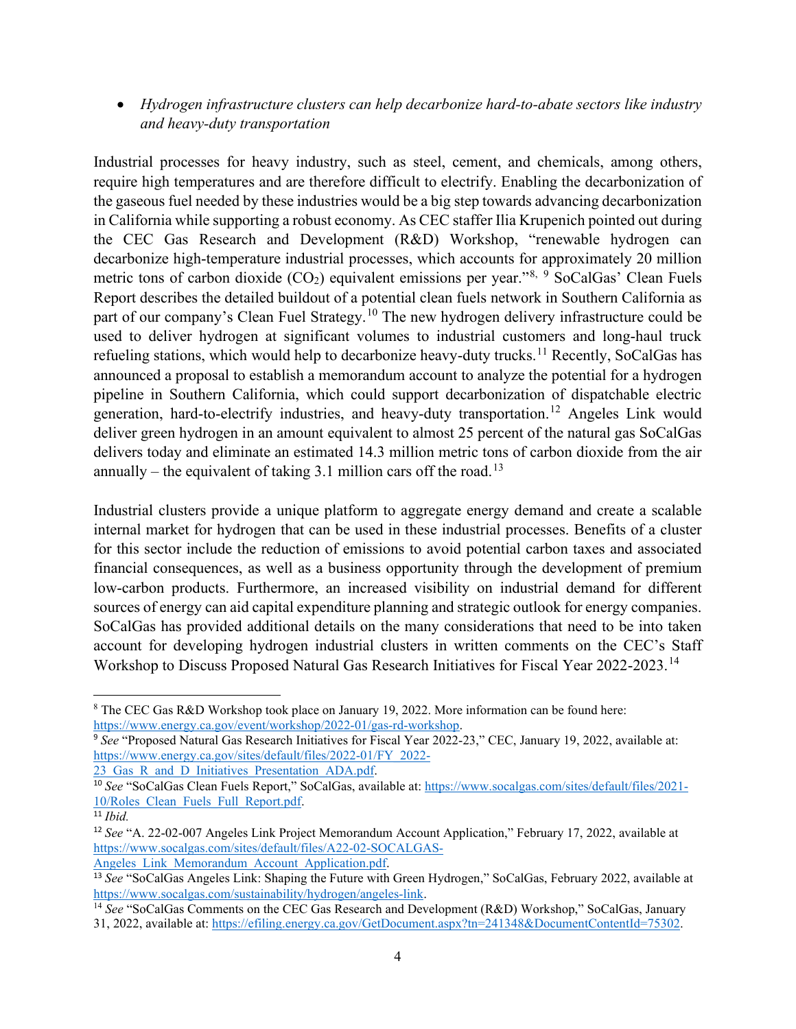- *Hydrogen infrastructure clusters can help decarbonize hard-to-abate sectors like industry and heavy-duty transportation*

Industrial processes for heavy industry, such as steel, cement, and chemicals, among others, require high temperatures and are therefore difficult to electrify. Enabling the decarbonization of the gaseous fuel needed by these industries would be a big step towards advancing decarbonization in California while supporting a robust economy. As CEC staffer Ilia Krupenich pointed out during the CEC Gas Research and Development (R&D) Workshop, "renewable hydrogen can decarbonize high-temperature industrial processes, which accounts for approximately 20 million metric tons of carbon dioxide ($CO_2$) equivalent emissions per year."[8, 9] SoCalGas' Clean Fuels Report describes the detailed buildout of a potential clean fuels network in Southern California as part of our company's Clean Fuel Strategy.[10] The new hydrogen delivery infrastructure could be used to deliver hydrogen at significant volumes to industrial customers and long-haul truck refueling stations, which would help to decarbonize heavy-duty trucks.[11] Recently, SoCalGas has announced a proposal to establish a memorandum account to analyze the potential for a hydrogen pipeline in Southern California, which could support decarbonization of dispatchable electric generation, hard-to-electrify industries, and heavy-duty transportation.[12] Angeles Link would deliver green hydrogen in an amount equivalent to almost 25 percent of the natural gas SoCalGas delivers today and eliminate an estimated 14.3 million metric tons of carbon dioxide from the air annually – the equivalent of taking 3.1 million cars off the road.[13]

Industrial clusters provide a unique platform to aggregate energy demand and create a scalable internal market for hydrogen that can be used in these industrial processes. Benefits of a cluster for this sector include the reduction of emissions to avoid potential carbon taxes and associated financial consequences, as well as a business opportunity through the development of premium low-carbon products. Furthermore, an increased visibility on industrial demand for different sources of energy can aid capital expenditure planning and strategic outlook for energy companies. SoCalGas has provided additional details on the many considerations that need to be into taken account for developing hydrogen industrial clusters in written comments on the CEC's Staff Workshop to Discuss Proposed Natural Gas Research Initiatives for Fiscal Year 2022-2023.[14]

---

[8] The CEC Gas R&D Workshop took place on January 19, 2022. More information can be found here: https://www.energy.ca.gov/event/workshop/2022-01/gas-rd-workshop.

[9] *See* "Proposed Natural Gas Research Initiatives for Fiscal Year 2022-23," CEC, January 19, 2022, available at: https://www.energy.ca.gov/sites/default/files/2022-01/FY_2022-23_Gas_R_and_D_Initiatives_Presentation_ADA.pdf.

[10] *See* "SoCalGas Clean Fuels Report," SoCalGas, available at: https://www.socalgas.com/sites/default/files/2021-10/Roles_Clean_Fuels_Full_Report.pdf.

[11] *Ibid.*

[12] *See* "A. 22-02-007 Angeles Link Project Memorandum Account Application," February 17, 2022, available at https://www.socalgas.com/sites/default/files/A22-02-SOCALGAS-Angeles_Link_Memorandum_Account_Application.pdf.

[13] *See* "SoCalGas Angeles Link: Shaping the Future with Green Hydrogen," SoCalGas, February 2022, available at https://www.socalgas.com/sustainability/hydrogen/angeles-link.

[14] *See* "SoCalGas Comments on the CEC Gas Research and Development (R&D) Workshop," SoCalGas, January 31, 2022, available at: https://efiling.energy.ca.gov/GetDocument.aspx?tn=241348&DocumentContentId=75302.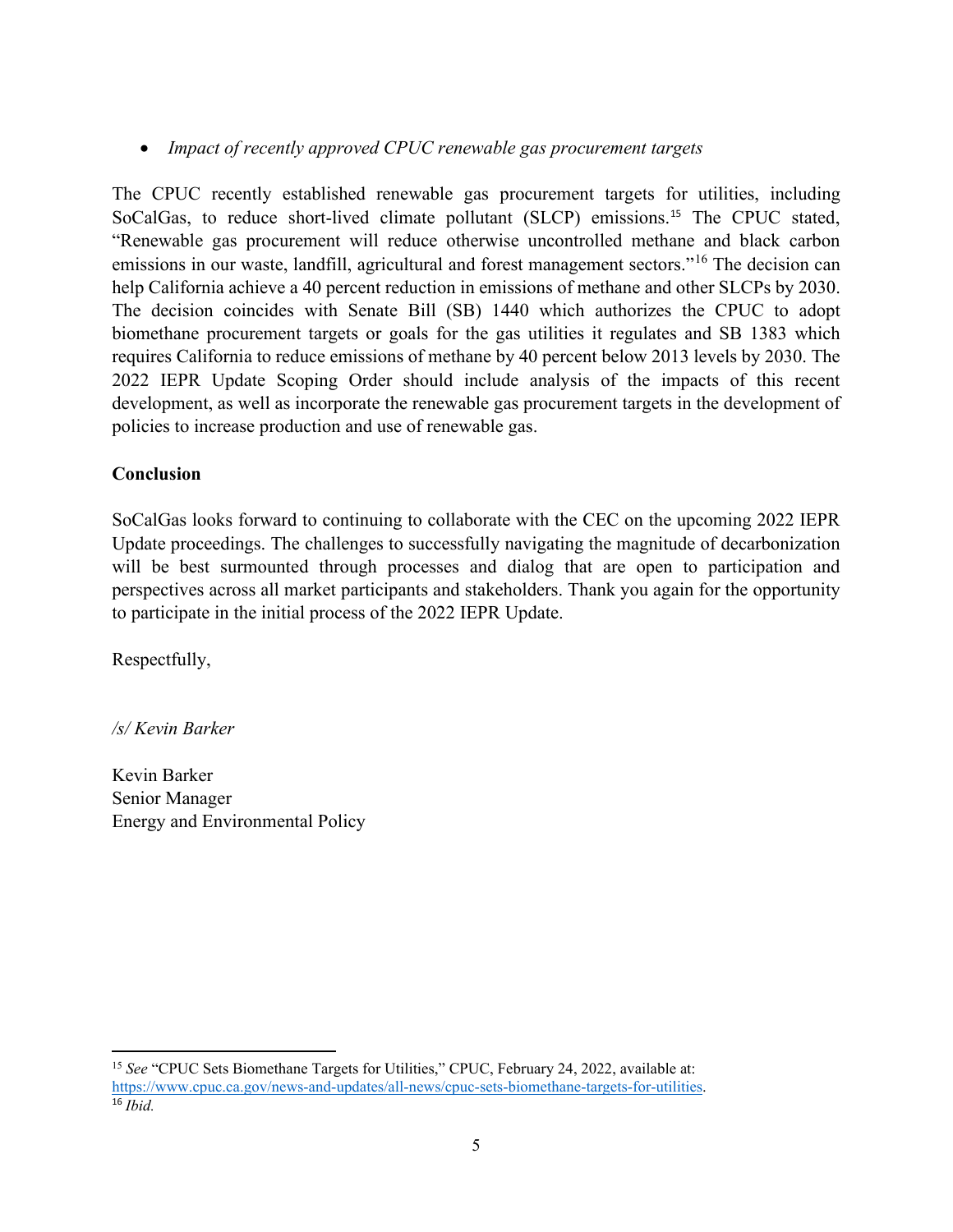- *Impact of recently approved CPUC renewable gas procurement targets*

The CPUC recently established renewable gas procurement targets for utilities, including SoCalGas, to reduce short-lived climate pollutant (SLCP) emissions.[15] The CPUC stated, "Renewable gas procurement will reduce otherwise uncontrolled methane and black carbon emissions in our waste, landfill, agricultural and forest management sectors."[16] The decision can help California achieve a 40 percent reduction in emissions of methane and other SLCPs by 2030. The decision coincides with Senate Bill (SB) 1440 which authorizes the CPUC to adopt biomethane procurement targets or goals for the gas utilities it regulates and SB 1383 which requires California to reduce emissions of methane by 40 percent below 2013 levels by 2030. The 2022 IEPR Update Scoping Order should include analysis of the impacts of this recent development, as well as incorporate the renewable gas procurement targets in the development of policies to increase production and use of renewable gas.

**Conclusion**

SoCalGas looks forward to continuing to collaborate with the CEC on the upcoming 2022 IEPR Update proceedings. The challenges to successfully navigating the magnitude of decarbonization will be best surmounted through processes and dialog that are open to participation and perspectives across all market participants and stakeholders. Thank you again for the opportunity to participate in the initial process of the 2022 IEPR Update.

Respectfully,

*/s/ Kevin Barker*

Kevin Barker
Senior Manager
Energy and Environmental Policy

---

[15] *See* "CPUC Sets Biomethane Targets for Utilities," CPUC, February 24, 2022, available at: https://www.cpuc.ca.gov/news-and-updates/all-news/cpuc-sets-biomethane-targets-for-utilities.

[16] *Ibid.*